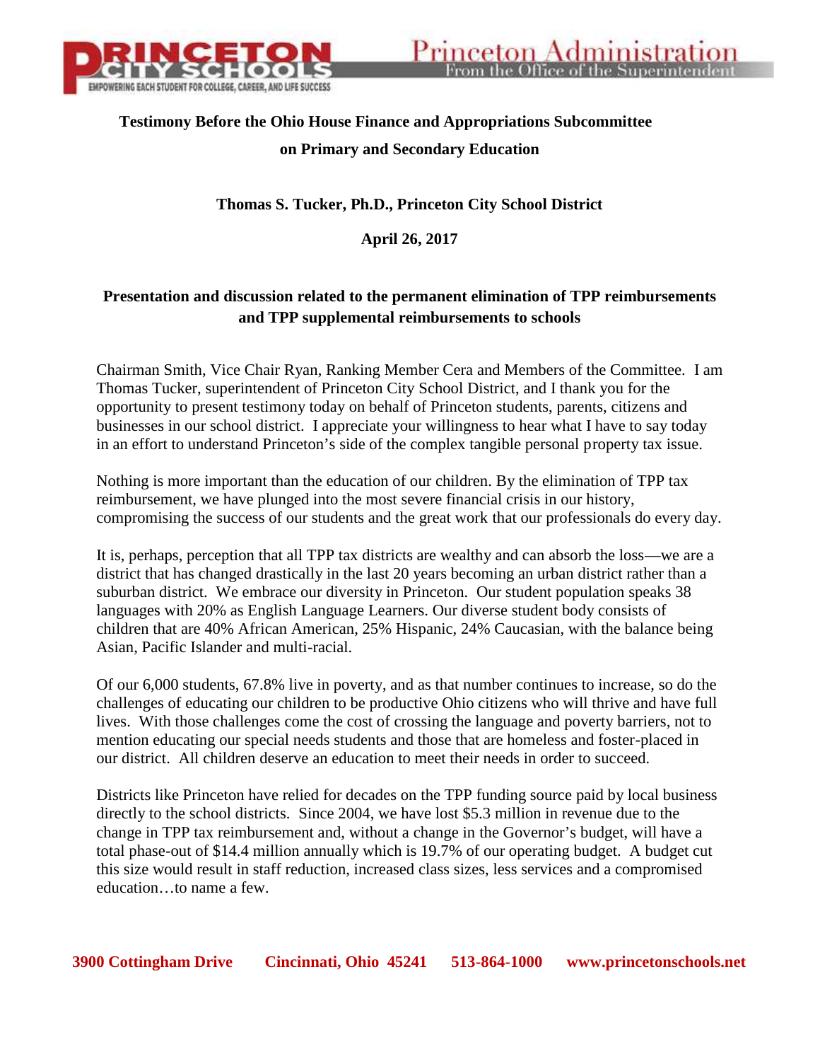**Testimony Before the Ohio House Finance and Appropriations Subcommittee**

**on Primary and Secondary Education**

**Thomas S. Tucker, Ph.D., Princeton City School District**

**April 26, 2017**

**Presentation and discussion related to the permanent elimination of TPP reimbursements and TPP supplemental reimbursements to schools**

Chairman Smith, Vice Chair Ryan, Ranking Member Cera and Members of the Committee. I am Thomas Tucker, superintendent of Princeton City School District, and I thank you for the opportunity to present testimony today on behalf of Princeton students, parents, citizens and businesses in our school district. I appreciate your willingness to hear what I have to say today in an effort to understand Princeton's side of the complex tangible personal property tax issue.

Nothing is more important than the education of our children. By the elimination of TPP tax reimbursement, we have plunged into the most severe financial crisis in our history, compromising the success of our students and the great work that our professionals do every day.

It is, perhaps, perception that all TPP tax districts are wealthy and can absorb the loss—we are a district that has changed drastically in the last 20 years becoming an urban district rather than a suburban district. We embrace our diversity in Princeton. Our student population speaks 38 languages with 20% as English Language Learners. Our diverse student body consists of children that are 40% African American, 25% Hispanic, 24% Caucasian, with the balance being Asian, Pacific Islander and multi-racial.

Of our 6,000 students, 67.8% live in poverty, and as that number continues to increase, so do the challenges of educating our children to be productive Ohio citizens who will thrive and have full lives. With those challenges come the cost of crossing the language and poverty barriers, not to mention educating our special needs students and those that are homeless and foster-placed in our district. All children deserve an education to meet their needs in order to succeed.

Districts like Princeton have relied for decades on the TPP funding source paid by local business directly to the school districts. Since 2004, we have lost $5.3 million in revenue due to the change in TPP tax reimbursement and, without a change in the Governor's budget, will have a total phase-out of $14.4 million annually which is 19.7% of our operating budget. A budget cut this size would result in staff reduction, increased class sizes, less services and a compromised education…to name a few.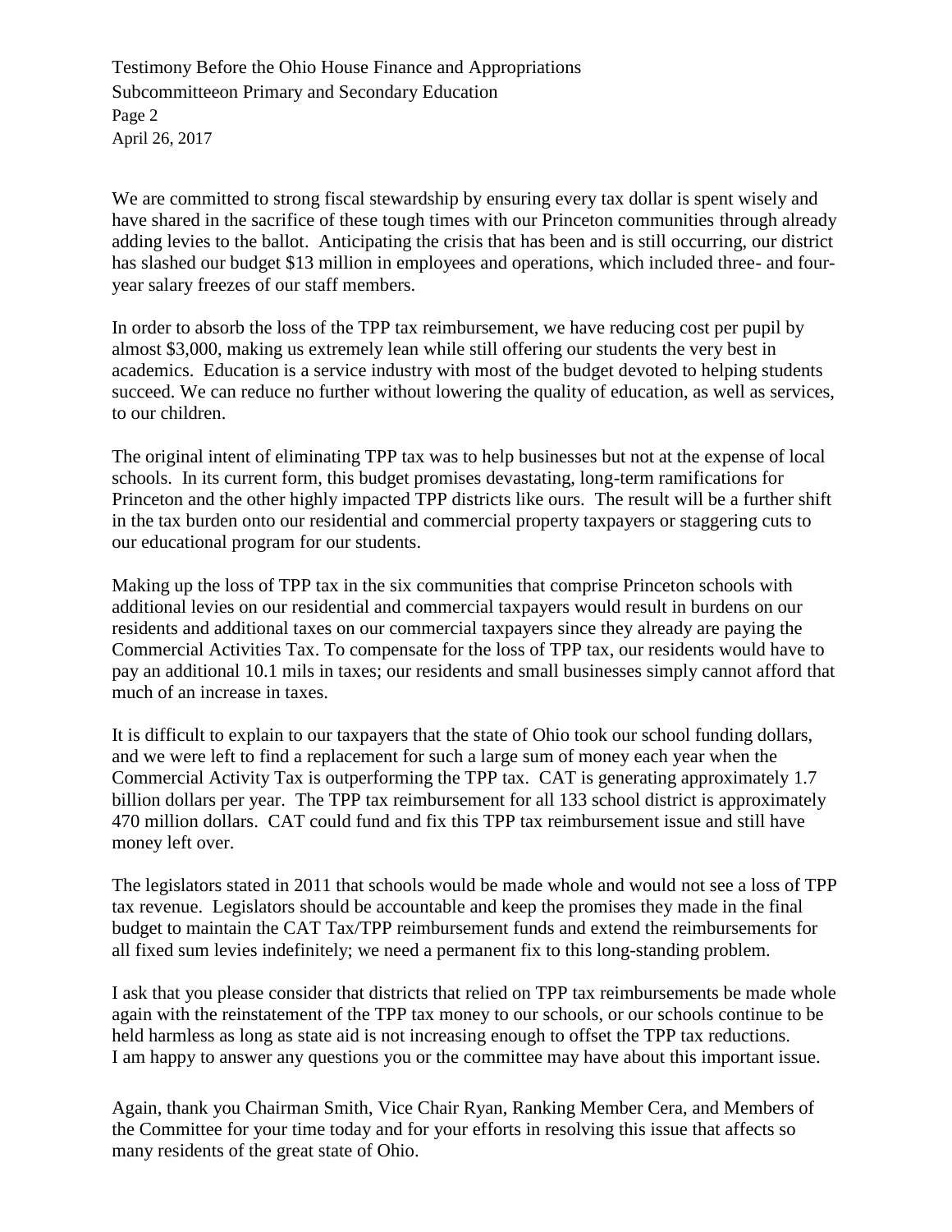We are committed to strong fiscal stewardship by ensuring every tax dollar is spent wisely and have shared in the sacrifice of these tough times with our Princeton communities through already adding levies to the ballot. Anticipating the crisis that has been and is still occurring, our district has slashed our budget $13 million in employees and operations, which included three- and four-year salary freezes of our staff members.

In order to absorb the loss of the TPP tax reimbursement, we have reducing cost per pupil by almost $3,000, making us extremely lean while still offering our students the very best in academics. Education is a service industry with most of the budget devoted to helping students succeed. We can reduce no further without lowering the quality of education, as well as services, to our children.

The original intent of eliminating TPP tax was to help businesses but not at the expense of local schools. In its current form, this budget promises devastating, long-term ramifications for Princeton and the other highly impacted TPP districts like ours. The result will be a further shift in the tax burden onto our residential and commercial property taxpayers or staggering cuts to our educational program for our students.

Making up the loss of TPP tax in the six communities that comprise Princeton schools with additional levies on our residential and commercial taxpayers would result in burdens on our residents and additional taxes on our commercial taxpayers since they already are paying the Commercial Activities Tax. To compensate for the loss of TPP tax, our residents would have to pay an additional 10.1 mils in taxes; our residents and small businesses simply cannot afford that much of an increase in taxes.

It is difficult to explain to our taxpayers that the state of Ohio took our school funding dollars, and we were left to find a replacement for such a large sum of money each year when the Commercial Activity Tax is outperforming the TPP tax. CAT is generating approximately 1.7 billion dollars per year. The TPP tax reimbursement for all 133 school district is approximately 470 million dollars. CAT could fund and fix this TPP tax reimbursement issue and still have money left over.

The legislators stated in 2011 that schools would be made whole and would not see a loss of TPP tax revenue. Legislators should be accountable and keep the promises they made in the final budget to maintain the CAT Tax/TPP reimbursement funds and extend the reimbursements for all fixed sum levies indefinitely; we need a permanent fix to this long-standing problem.

I ask that you please consider that districts that relied on TPP tax reimbursements be made whole again with the reinstatement of the TPP tax money to our schools, or our schools continue to be held harmless as long as state aid is not increasing enough to offset the TPP tax reductions. I am happy to answer any questions you or the committee may have about this important issue.

Again, thank you Chairman Smith, Vice Chair Ryan, Ranking Member Cera, and Members of the Committee for your time today and for your efforts in resolving this issue that affects so many residents of the great state of Ohio.